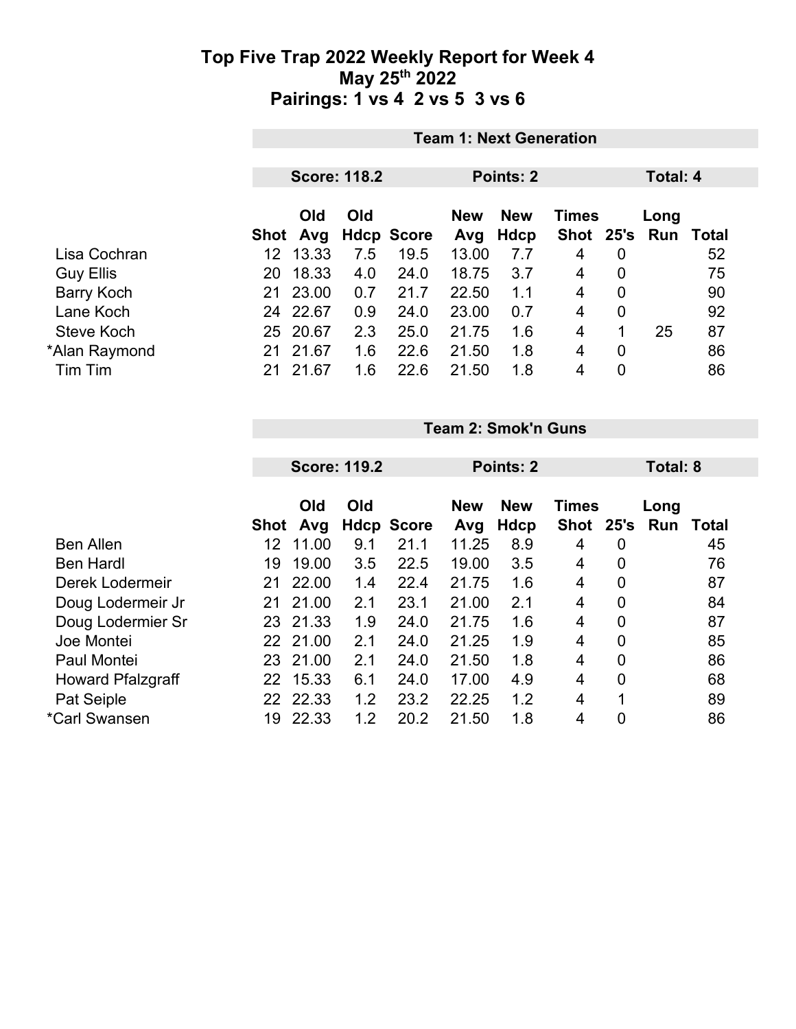# Top Five Trap 2022 Weekly Report for Week 4

## May 25th 2022

## Pairings: 1 vs 4  2 vs 5  3 vs 6

### Team 1: Next Generation

**Score: 118.2** | **Points: 2** | **Total: 4**

| | Shot | Old Avg | Old Hdcp | Score | New Avg | New Hdcp | Times Shot | 25's | Long Run | Total |
|---|---|---|---|---|---|---|---|---|---|---|
| Lisa Cochran | 12 | 13.33 | 7.5 | 19.5 | 13.00 | 7.7 | 4 | 0 | | 52 |
| Guy Ellis | 20 | 18.33 | 4.0 | 24.0 | 18.75 | 3.7 | 4 | 0 | | 75 |
| Barry Koch | 21 | 23.00 | 0.7 | 21.7 | 22.50 | 1.1 | 4 | 0 | | 90 |
| Lane Koch | 24 | 22.67 | 0.9 | 24.0 | 23.00 | 0.7 | 4 | 0 | | 92 |
| Steve Koch | 25 | 20.67 | 2.3 | 25.0 | 21.75 | 1.6 | 4 | 1 | 25 | 87 |
| *Alan Raymond | 21 | 21.67 | 1.6 | 22.6 | 21.50 | 1.8 | 4 | 0 | | 86 |
| Tim Tim | 21 | 21.67 | 1.6 | 22.6 | 21.50 | 1.8 | 4 | 0 | | 86 |

### Team 2: Smok'n Guns

**Score: 119.2** | **Points: 2** | **Total: 8**

| | Shot | Old Avg | Old Hdcp | Score | New Avg | New Hdcp | Times Shot | 25's | Long Run | Total |
|---|---|---|---|---|---|---|---|---|---|---|
| Ben Allen | 12 | 11.00 | 9.1 | 21.1 | 11.25 | 8.9 | 4 | 0 | | 45 |
| Ben Hardl | 19 | 19.00 | 3.5 | 22.5 | 19.00 | 3.5 | 4 | 0 | | 76 |
| Derek Lodermeir | 21 | 22.00 | 1.4 | 22.4 | 21.75 | 1.6 | 4 | 0 | | 87 |
| Doug Lodermeir Jr | 21 | 21.00 | 2.1 | 23.1 | 21.00 | 2.1 | 4 | 0 | | 84 |
| Doug Lodermier Sr | 23 | 21.33 | 1.9 | 24.0 | 21.75 | 1.6 | 4 | 0 | | 87 |
| Joe Montei | 22 | 21.00 | 2.1 | 24.0 | 21.25 | 1.9 | 4 | 0 | | 85 |
| Paul Montei | 23 | 21.00 | 2.1 | 24.0 | 21.50 | 1.8 | 4 | 0 | | 86 |
| Howard Pfalzgraff | 22 | 15.33 | 6.1 | 24.0 | 17.00 | 4.9 | 4 | 0 | | 68 |
| Pat Seiple | 22 | 22.33 | 1.2 | 23.2 | 22.25 | 1.2 | 4 | 1 | | 89 |
| *Carl Swansen | 19 | 22.33 | 1.2 | 20.2 | 21.50 | 1.8 | 4 | 0 | | 86 |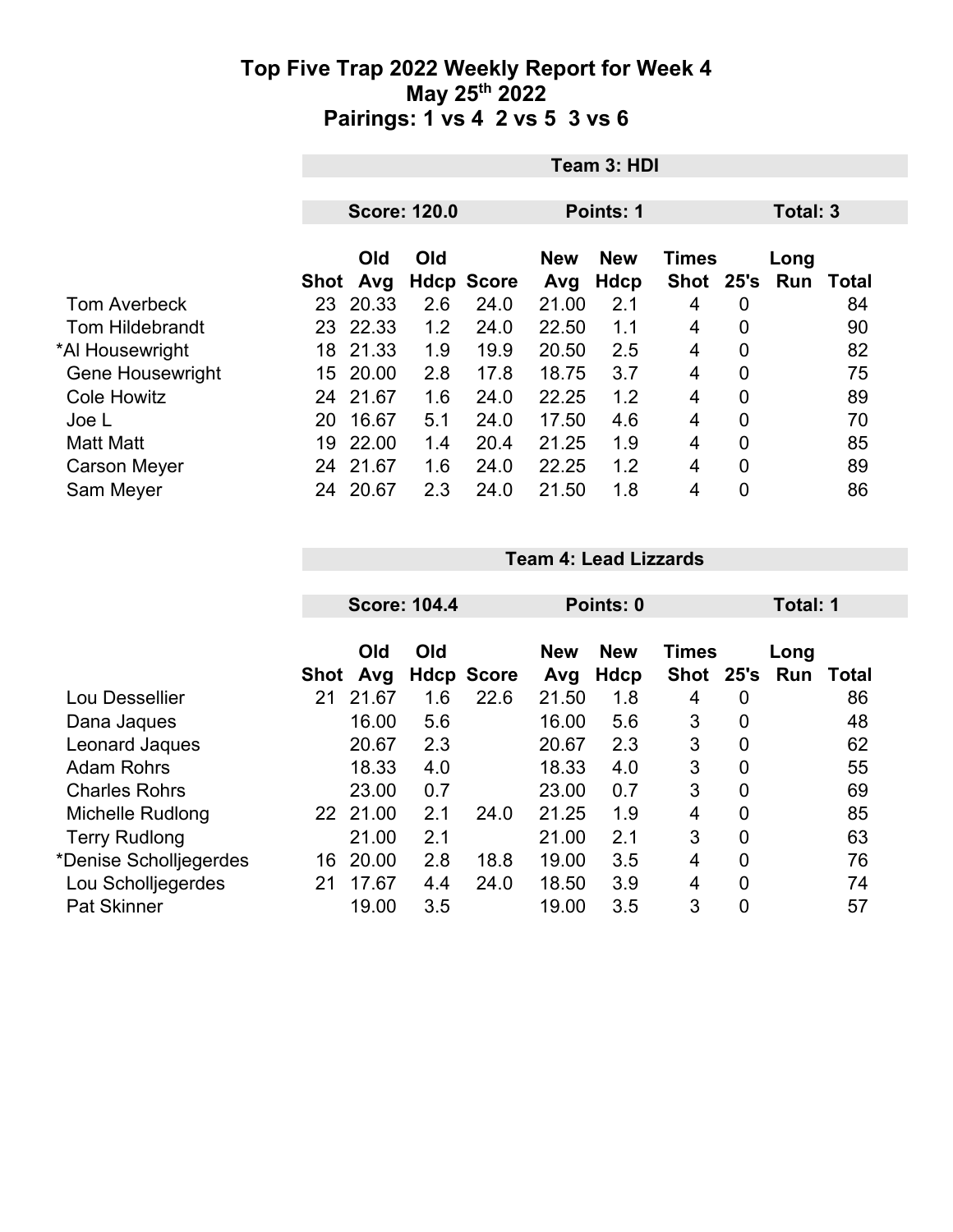# Top Five Trap 2022 Weekly Report for Week 4
## May 25th 2022
## Pairings: 1 vs 4  2 vs 5  3 vs 6

### Team 3: HDI

**Score: 120.0** | **Points: 1** | **Total: 3**

| | Shot | Old Avg | Old Hdcp | Score | New Avg | New Hdcp | Times Shot | 25's | Long Run | Total |
|---|---|---|---|---|---|---|---|---|---|---|
| Tom Averbeck | 23 | 20.33 | 2.6 | 24.0 | 21.00 | 2.1 | 4 | 0 | | 84 |
| Tom Hildebrandt | 23 | 22.33 | 1.2 | 24.0 | 22.50 | 1.1 | 4 | 0 | | 90 |
| *Al Housewright | 18 | 21.33 | 1.9 | 19.9 | 20.50 | 2.5 | 4 | 0 | | 82 |
| Gene Housewright | 15 | 20.00 | 2.8 | 17.8 | 18.75 | 3.7 | 4 | 0 | | 75 |
| Cole Howitz | 24 | 21.67 | 1.6 | 24.0 | 22.25 | 1.2 | 4 | 0 | | 89 |
| Joe L | 20 | 16.67 | 5.1 | 24.0 | 17.50 | 4.6 | 4 | 0 | | 70 |
| Matt Matt | 19 | 22.00 | 1.4 | 20.4 | 21.25 | 1.9 | 4 | 0 | | 85 |
| Carson Meyer | 24 | 21.67 | 1.6 | 24.0 | 22.25 | 1.2 | 4 | 0 | | 89 |
| Sam Meyer | 24 | 20.67 | 2.3 | 24.0 | 21.50 | 1.8 | 4 | 0 | | 86 |

### Team 4: Lead Lizzards

**Score: 104.4** | **Points: 0** | **Total: 1**

| | Shot | Old Avg | Old Hdcp | Score | New Avg | New Hdcp | Times Shot | 25's | Long Run | Total |
|---|---|---|---|---|---|---|---|---|---|---|
| Lou Dessellier | 21 | 21.67 | 1.6 | 22.6 | 21.50 | 1.8 | 4 | 0 | | 86 |
| Dana Jaques | | 16.00 | 5.6 | | 16.00 | 5.6 | 3 | 0 | | 48 |
| Leonard Jaques | | 20.67 | 2.3 | | 20.67 | 2.3 | 3 | 0 | | 62 |
| Adam Rohrs | | 18.33 | 4.0 | | 18.33 | 4.0 | 3 | 0 | | 55 |
| Charles Rohrs | | 23.00 | 0.7 | | 23.00 | 0.7 | 3 | 0 | | 69 |
| Michelle Rudlong | 22 | 21.00 | 2.1 | 24.0 | 21.25 | 1.9 | 4 | 0 | | 85 |
| Terry Rudlong | | 21.00 | 2.1 | | 21.00 | 2.1 | 3 | 0 | | 63 |
| *Denise Scholljegerdes | 16 | 20.00 | 2.8 | 18.8 | 19.00 | 3.5 | 4 | 0 | | 76 |
| Lou Scholljegerdes | 21 | 17.67 | 4.4 | 24.0 | 18.50 | 3.9 | 4 | 0 | | 74 |
| Pat Skinner | | 19.00 | 3.5 | | 19.00 | 3.5 | 3 | 0 | | 57 |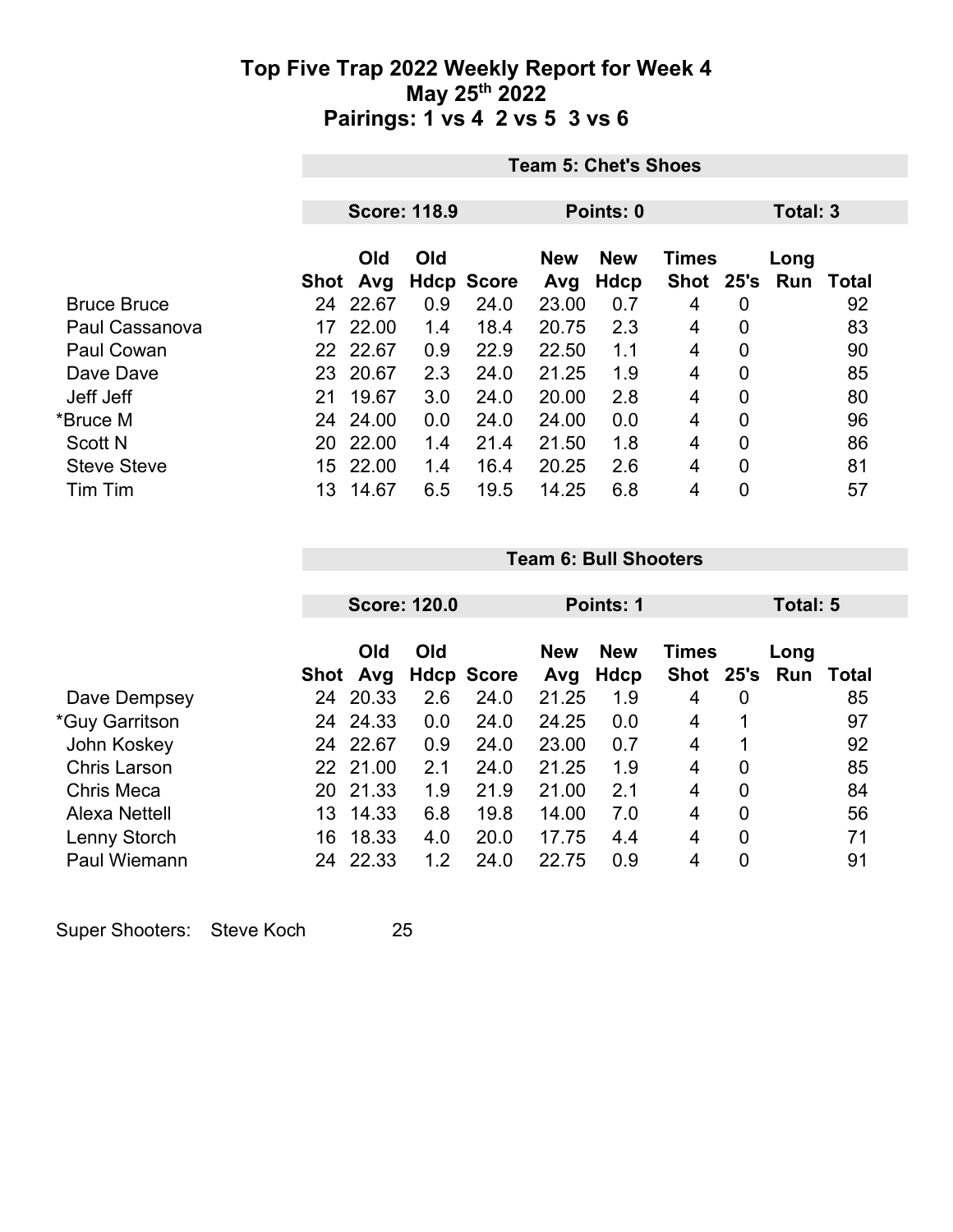# Top Five Trap 2022 Weekly Report for Week 4
## May 25th 2022
## Pairings: 1 vs 4  2 vs 5  3 vs 6

**Team 5: Chet's Shoes**

**Score: 118.9** | **Points: 0** | **Total: 3**

| | Shot | Old Avg | Old Hdcp | Score | New Avg | New Hdcp | Times Shot | 25's | Long Run | Total |
|---|---|---|---|---|---|---|---|---|---|---|
| Bruce Bruce | 24 | 22.67 | 0.9 | 24.0 | 23.00 | 0.7 | 4 | 0 | | 92 |
| Paul Cassanova | 17 | 22.00 | 1.4 | 18.4 | 20.75 | 2.3 | 4 | 0 | | 83 |
| Paul Cowan | 22 | 22.67 | 0.9 | 22.9 | 22.50 | 1.1 | 4 | 0 | | 90 |
| Dave Dave | 23 | 20.67 | 2.3 | 24.0 | 21.25 | 1.9 | 4 | 0 | | 85 |
| Jeff Jeff | 21 | 19.67 | 3.0 | 24.0 | 20.00 | 2.8 | 4 | 0 | | 80 |
| *Bruce M | 24 | 24.00 | 0.0 | 24.0 | 24.00 | 0.0 | 4 | 0 | | 96 |
| Scott N | 20 | 22.00 | 1.4 | 21.4 | 21.50 | 1.8 | 4 | 0 | | 86 |
| Steve Steve | 15 | 22.00 | 1.4 | 16.4 | 20.25 | 2.6 | 4 | 0 | | 81 |
| Tim Tim | 13 | 14.67 | 6.5 | 19.5 | 14.25 | 6.8 | 4 | 0 | | 57 |

**Team 6: Bull Shooters**

**Score: 120.0** | **Points: 1** | **Total: 5**

| | Shot | Old Avg | Old Hdcp | Score | New Avg | New Hdcp | Times Shot | 25's | Long Run | Total |
|---|---|---|---|---|---|---|---|---|---|---|
| Dave Dempsey | 24 | 20.33 | 2.6 | 24.0 | 21.25 | 1.9 | 4 | 0 | | 85 |
| *Guy Garritson | 24 | 24.33 | 0.0 | 24.0 | 24.25 | 0.0 | 4 | 1 | | 97 |
| John Koskey | 24 | 22.67 | 0.9 | 24.0 | 23.00 | 0.7 | 4 | 1 | | 92 |
| Chris Larson | 22 | 21.00 | 2.1 | 24.0 | 21.25 | 1.9 | 4 | 0 | | 85 |
| Chris Meca | 20 | 21.33 | 1.9 | 21.9 | 21.00 | 2.1 | 4 | 0 | | 84 |
| Alexa Nettell | 13 | 14.33 | 6.8 | 19.8 | 14.00 | 7.0 | 4 | 0 | | 56 |
| Lenny Storch | 16 | 18.33 | 4.0 | 20.0 | 17.75 | 4.4 | 4 | 0 | | 71 |
| Paul Wiemann | 24 | 22.33 | 1.2 | 24.0 | 22.75 | 0.9 | 4 | 0 | | 91 |

Super Shooters: Steve Koch 25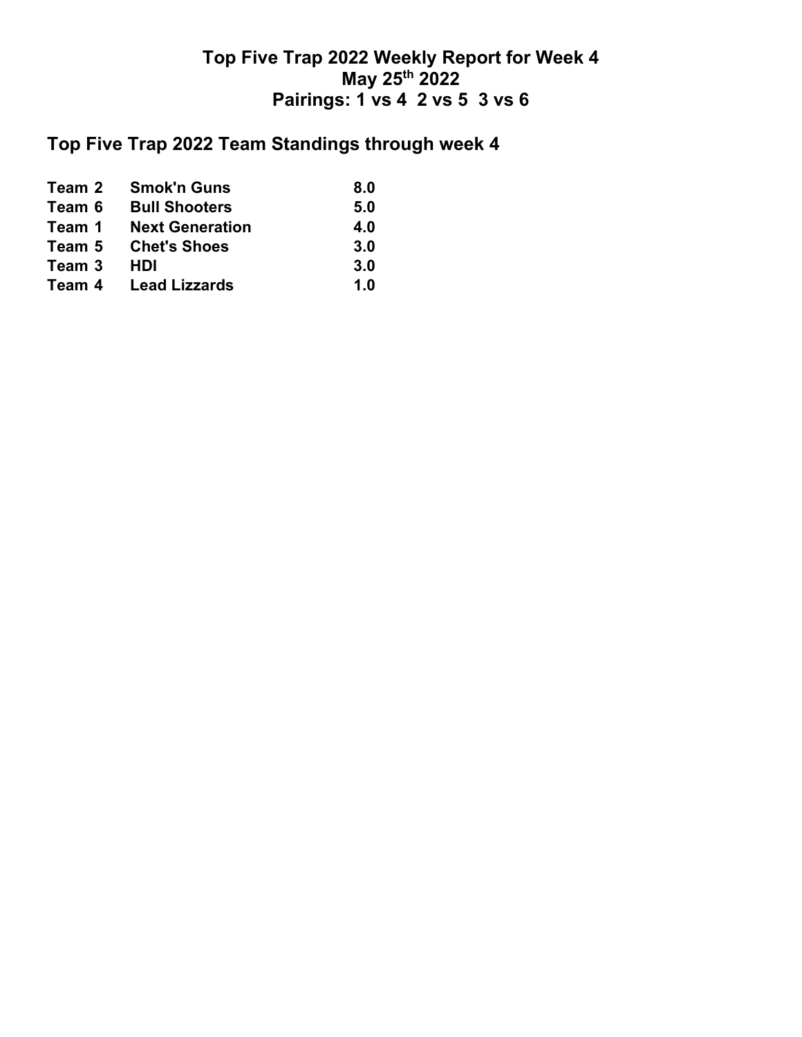# Top Five Trap 2022 Weekly Report for Week 4
## May 25th 2022
## Pairings: 1 vs 4  2 vs 5  3 vs 6

## Top Five Trap 2022 Team Standings through week 4

| | | |
|---|---|---|
| **Team 2** | **Smok'n Guns** | **8.0** |
| **Team 6** | **Bull Shooters** | **5.0** |
| **Team 1** | **Next Generation** | **4.0** |
| **Team 5** | **Chet's Shoes** | **3.0** |
| **Team 3** | **HDI** | **3.0** |
| **Team 4** | **Lead Lizzards** | **1.0** |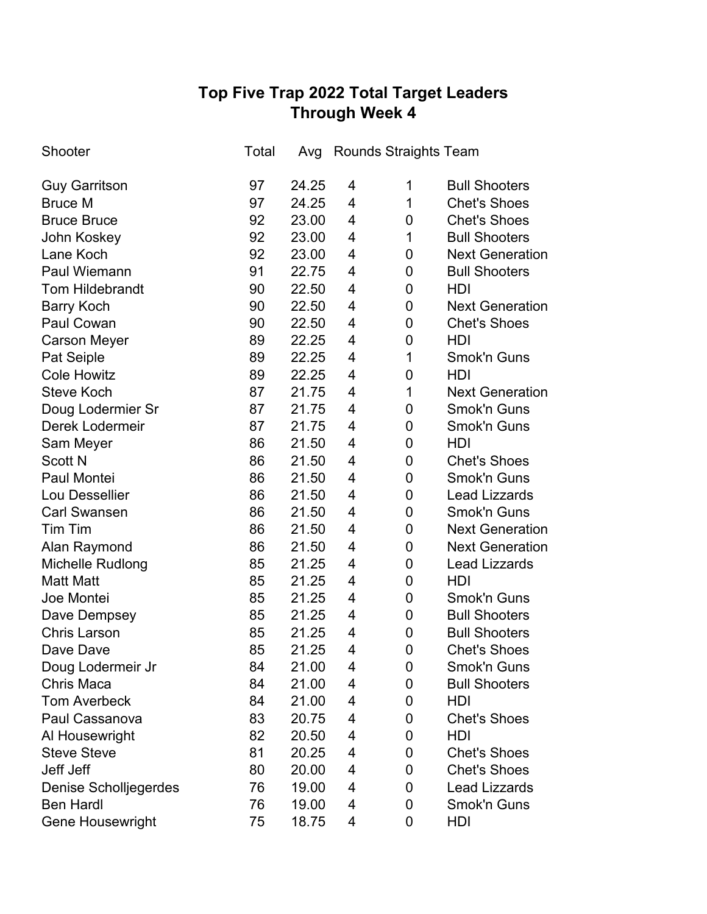# Top Five Trap 2022 Total Target Leaders
## Through Week 4

| Shooter | Total | Avg | Rounds | Straights | Team |
|---|---|---|---|---|---|
| Guy Garritson | 97 | 24.25 | 4 | 1 | Bull Shooters |
| Bruce M | 97 | 24.25 | 4 | 1 | Chet's Shoes |
| Bruce Bruce | 92 | 23.00 | 4 | 0 | Chet's Shoes |
| John Koskey | 92 | 23.00 | 4 | 1 | Bull Shooters |
| Lane Koch | 92 | 23.00 | 4 | 0 | Next Generation |
| Paul Wiemann | 91 | 22.75 | 4 | 0 | Bull Shooters |
| Tom Hildebrandt | 90 | 22.50 | 4 | 0 | HDI |
| Barry Koch | 90 | 22.50 | 4 | 0 | Next Generation |
| Paul Cowan | 90 | 22.50 | 4 | 0 | Chet's Shoes |
| Carson Meyer | 89 | 22.25 | 4 | 0 | HDI |
| Pat Seiple | 89 | 22.25 | 4 | 1 | Smok'n Guns |
| Cole Howitz | 89 | 22.25 | 4 | 0 | HDI |
| Steve Koch | 87 | 21.75 | 4 | 1 | Next Generation |
| Doug Lodermier Sr | 87 | 21.75 | 4 | 0 | Smok'n Guns |
| Derek Lodermeir | 87 | 21.75 | 4 | 0 | Smok'n Guns |
| Sam Meyer | 86 | 21.50 | 4 | 0 | HDI |
| Scott N | 86 | 21.50 | 4 | 0 | Chet's Shoes |
| Paul Montei | 86 | 21.50 | 4 | 0 | Smok'n Guns |
| Lou Dessellier | 86 | 21.50 | 4 | 0 | Lead Lizzards |
| Carl Swansen | 86 | 21.50 | 4 | 0 | Smok'n Guns |
| Tim Tim | 86 | 21.50 | 4 | 0 | Next Generation |
| Alan Raymond | 86 | 21.50 | 4 | 0 | Next Generation |
| Michelle Rudlong | 85 | 21.25 | 4 | 0 | Lead Lizzards |
| Matt Matt | 85 | 21.25 | 4 | 0 | HDI |
| Joe Montei | 85 | 21.25 | 4 | 0 | Smok'n Guns |
| Dave Dempsey | 85 | 21.25 | 4 | 0 | Bull Shooters |
| Chris Larson | 85 | 21.25 | 4 | 0 | Bull Shooters |
| Dave Dave | 85 | 21.25 | 4 | 0 | Chet's Shoes |
| Doug Lodermeir Jr | 84 | 21.00 | 4 | 0 | Smok'n Guns |
| Chris Maca | 84 | 21.00 | 4 | 0 | Bull Shooters |
| Tom Averbeck | 84 | 21.00 | 4 | 0 | HDI |
| Paul Cassanova | 83 | 20.75 | 4 | 0 | Chet's Shoes |
| Al Housewright | 82 | 20.50 | 4 | 0 | HDI |
| Steve Steve | 81 | 20.25 | 4 | 0 | Chet's Shoes |
| Jeff Jeff | 80 | 20.00 | 4 | 0 | Chet's Shoes |
| Denise Scholljegerdes | 76 | 19.00 | 4 | 0 | Lead Lizzards |
| Ben Hardl | 76 | 19.00 | 4 | 0 | Smok'n Guns |
| Gene Housewright | 75 | 18.75 | 4 | 0 | HDI |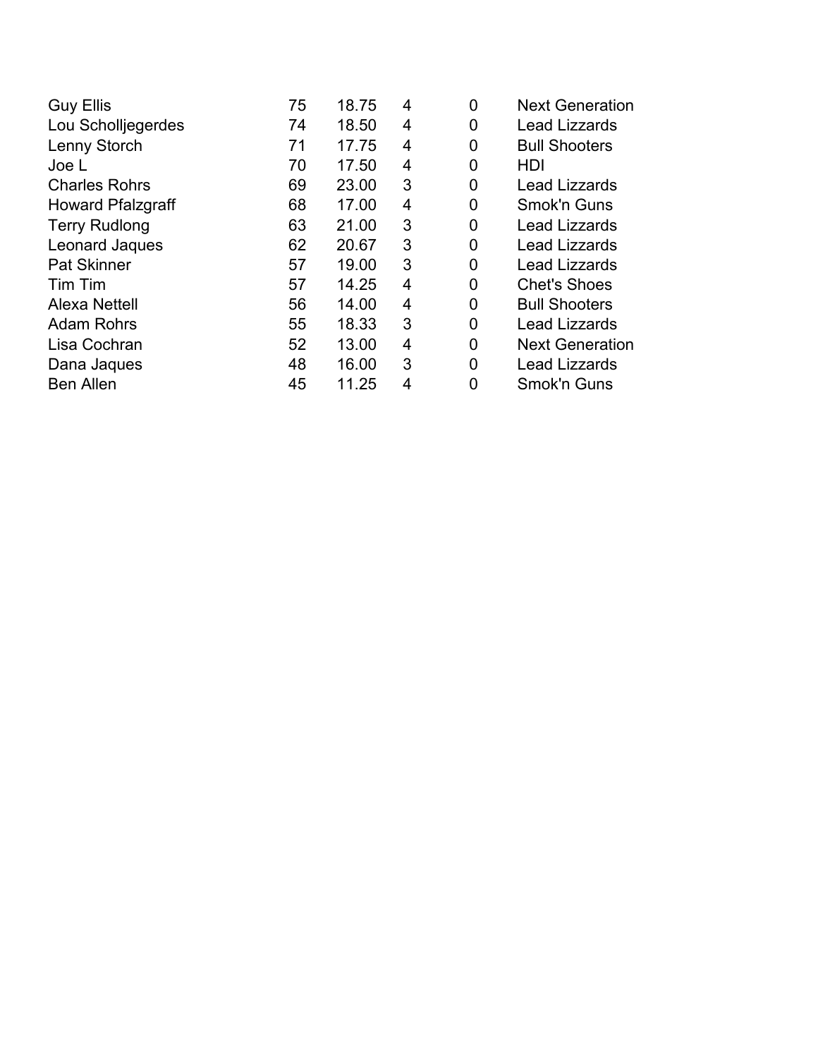| | | | | | |
|---|---|---|---|---|---|
| Guy Ellis | 75 | 18.75 | 4 | 0 | Next Generation |
| Lou Scholljegerdes | 74 | 18.50 | 4 | 0 | Lead Lizzards |
| Lenny Storch | 71 | 17.75 | 4 | 0 | Bull Shooters |
| Joe L | 70 | 17.50 | 4 | 0 | HDI |
| Charles Rohrs | 69 | 23.00 | 3 | 0 | Lead Lizzards |
| Howard Pfalzgraff | 68 | 17.00 | 4 | 0 | Smok'n Guns |
| Terry Rudlong | 63 | 21.00 | 3 | 0 | Lead Lizzards |
| Leonard Jaques | 62 | 20.67 | 3 | 0 | Lead Lizzards |
| Pat Skinner | 57 | 19.00 | 3 | 0 | Lead Lizzards |
| Tim Tim | 57 | 14.25 | 4 | 0 | Chet's Shoes |
| Alexa Nettell | 56 | 14.00 | 4 | 0 | Bull Shooters |
| Adam Rohrs | 55 | 18.33 | 3 | 0 | Lead Lizzards |
| Lisa Cochran | 52 | 13.00 | 4 | 0 | Next Generation |
| Dana Jaques | 48 | 16.00 | 3 | 0 | Lead Lizzards |
| Ben Allen | 45 | 11.25 | 4 | 0 | Smok'n Guns |